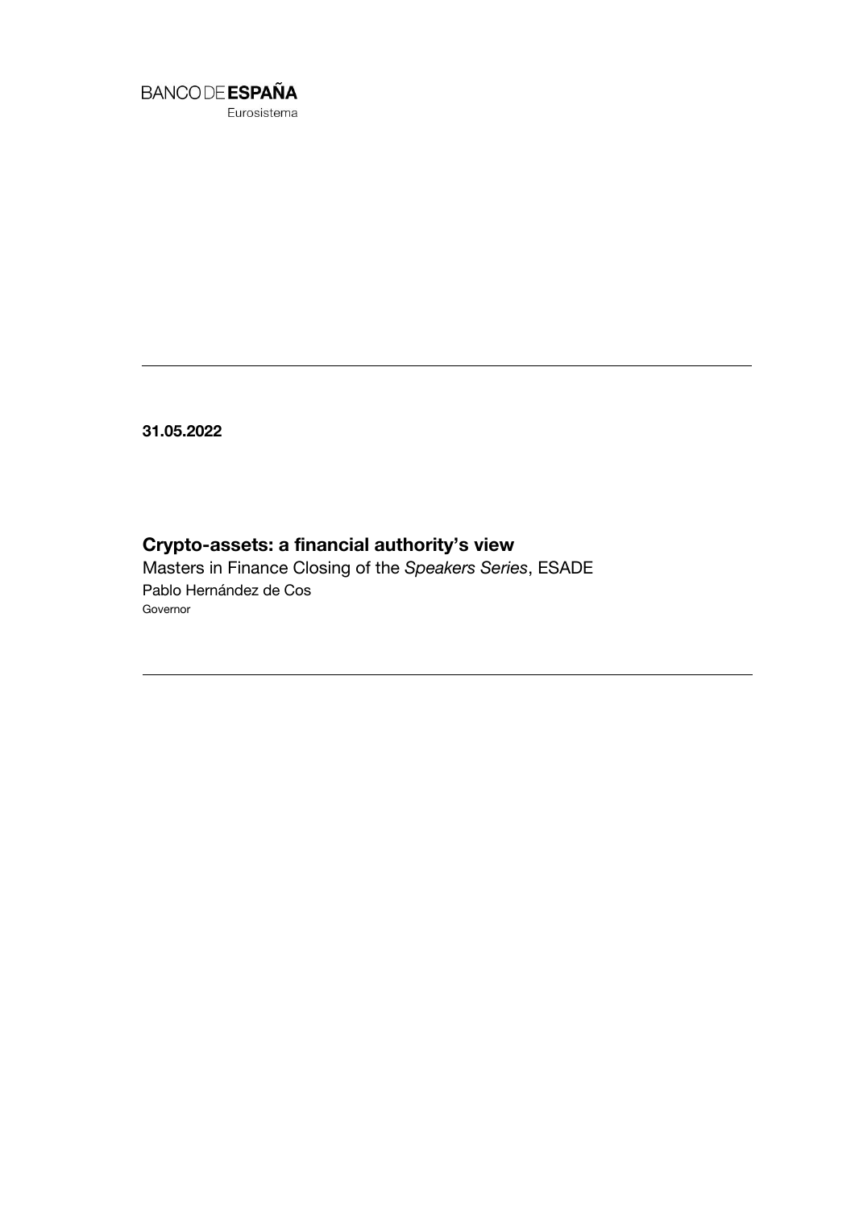BANCO DE **ESPAÑA**
Eurosistema

---

**31.05.2022**

# Crypto-assets: a financial authority's view

Masters in Finance Closing of the *Speakers Series*, ESADE

Pablo Hernández de Cos

Governor

---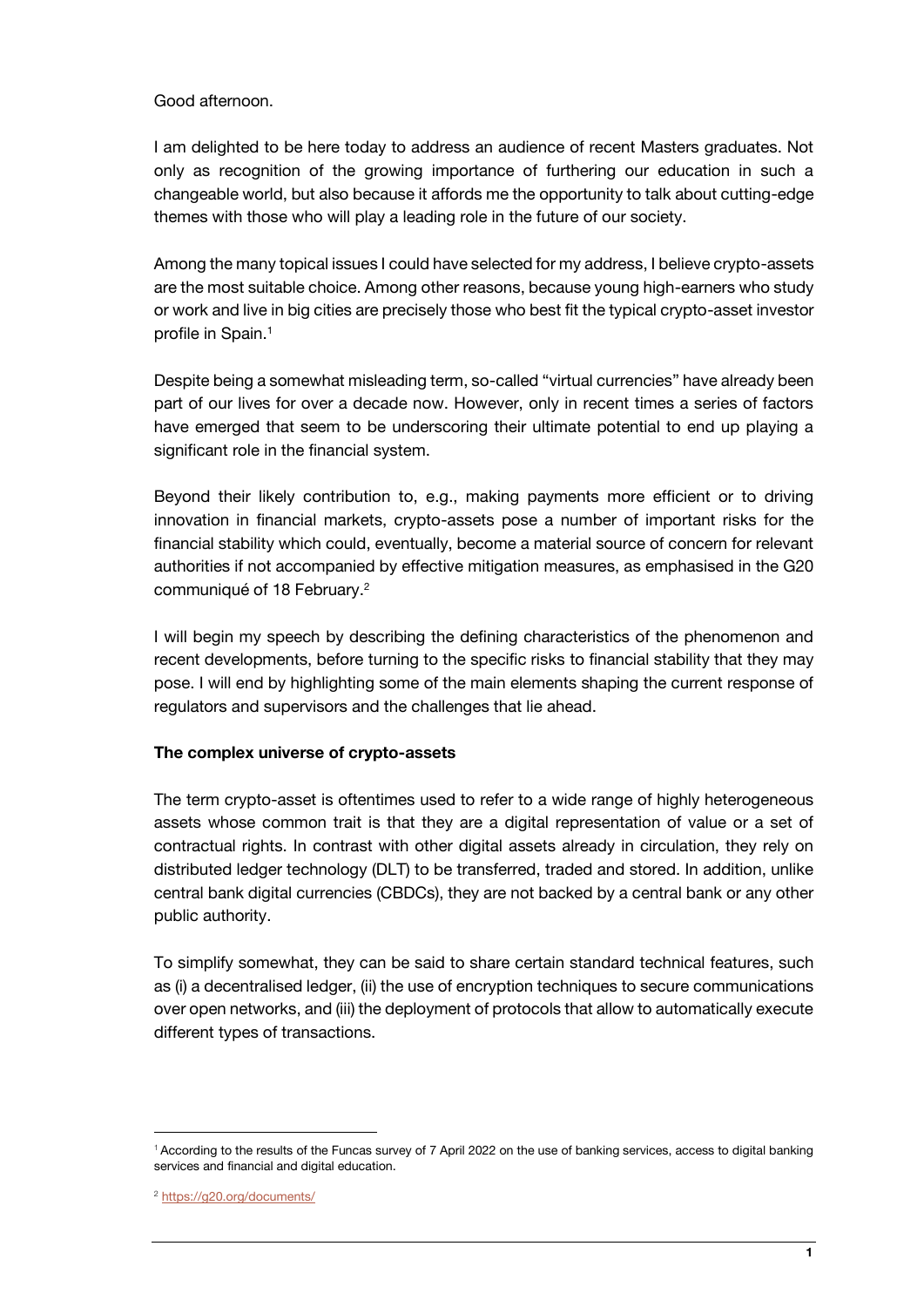Good afternoon.

I am delighted to be here today to address an audience of recent Masters graduates. Not only as recognition of the growing importance of furthering our education in such a changeable world, but also because it affords me the opportunity to talk about cutting-edge themes with those who will play a leading role in the future of our society.

Among the many topical issues I could have selected for my address, I believe crypto-assets are the most suitable choice. Among other reasons, because young high-earners who study or work and live in big cities are precisely those who best fit the typical crypto-asset investor profile in Spain.[1]

Despite being a somewhat misleading term, so-called "virtual currencies" have already been part of our lives for over a decade now. However, only in recent times a series of factors have emerged that seem to be underscoring their ultimate potential to end up playing a significant role in the financial system.

Beyond their likely contribution to, e.g., making payments more efficient or to driving innovation in financial markets, crypto-assets pose a number of important risks for the financial stability which could, eventually, become a material source of concern for relevant authorities if not accompanied by effective mitigation measures, as emphasised in the G20 communiqué of 18 February.[2]

I will begin my speech by describing the defining characteristics of the phenomenon and recent developments, before turning to the specific risks to financial stability that they may pose. I will end by highlighting some of the main elements shaping the current response of regulators and supervisors and the challenges that lie ahead.

**The complex universe of crypto-assets**

The term crypto-asset is oftentimes used to refer to a wide range of highly heterogeneous assets whose common trait is that they are a digital representation of value or a set of contractual rights. In contrast with other digital assets already in circulation, they rely on distributed ledger technology (DLT) to be transferred, traded and stored. In addition, unlike central bank digital currencies (CBDCs), they are not backed by a central bank or any other public authority.

To simplify somewhat, they can be said to share certain standard technical features, such as (i) a decentralised ledger, (ii) the use of encryption techniques to secure communications over open networks, and (iii) the deployment of protocols that allow to automatically execute different types of transactions.

---

[1] According to the results of the Funcas survey of 7 April 2022 on the use of banking services, access to digital banking services and financial and digital education.

[2] https://g20.org/documents/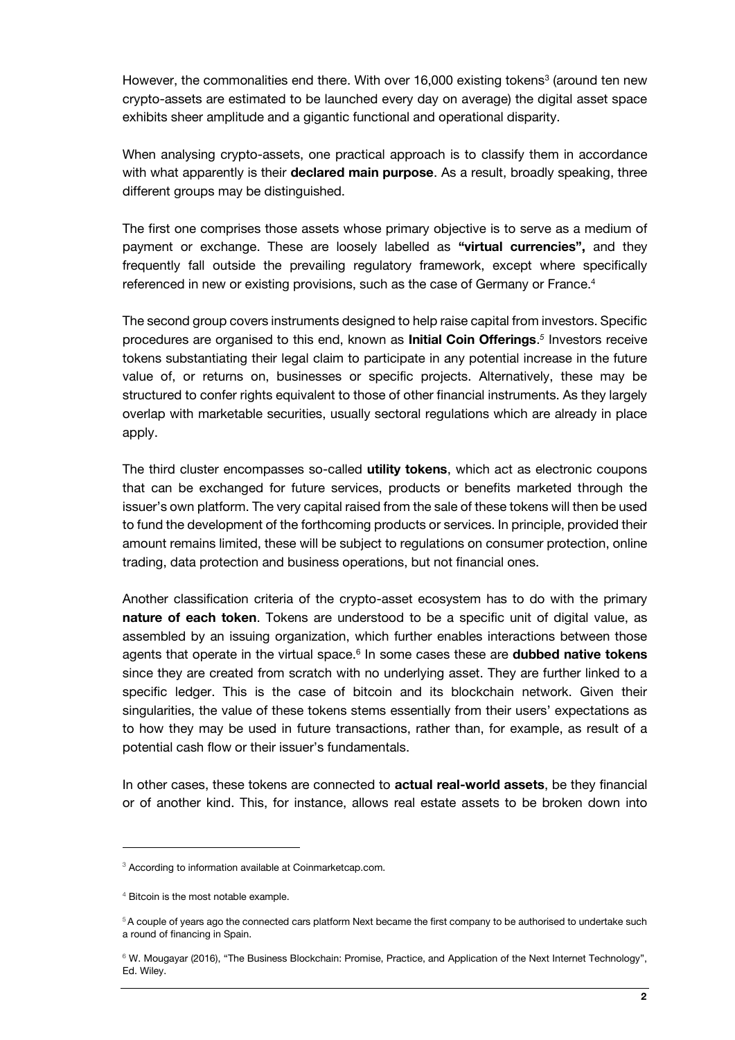However, the commonalities end there. With over 16,000 existing tokens[3] (around ten new crypto-assets are estimated to be launched every day on average) the digital asset space exhibits sheer amplitude and a gigantic functional and operational disparity.

When analysing crypto-assets, one practical approach is to classify them in accordance with what apparently is their **declared main purpose**. As a result, broadly speaking, three different groups may be distinguished.

The first one comprises those assets whose primary objective is to serve as a medium of payment or exchange. These are loosely labelled as **"virtual currencies",** and they frequently fall outside the prevailing regulatory framework, except where specifically referenced in new or existing provisions, such as the case of Germany or France.[4]

The second group covers instruments designed to help raise capital from investors. Specific procedures are organised to this end, known as **Initial Coin Offerings**.[5] Investors receive tokens substantiating their legal claim to participate in any potential increase in the future value of, or returns on, businesses or specific projects. Alternatively, these may be structured to confer rights equivalent to those of other financial instruments. As they largely overlap with marketable securities, usually sectoral regulations which are already in place apply.

The third cluster encompasses so-called **utility tokens**, which act as electronic coupons that can be exchanged for future services, products or benefits marketed through the issuer's own platform. The very capital raised from the sale of these tokens will then be used to fund the development of the forthcoming products or services. In principle, provided their amount remains limited, these will be subject to regulations on consumer protection, online trading, data protection and business operations, but not financial ones.

Another classification criteria of the crypto-asset ecosystem has to do with the primary **nature of each token**. Tokens are understood to be a specific unit of digital value, as assembled by an issuing organization, which further enables interactions between those agents that operate in the virtual space.[6] In some cases these are **dubbed native tokens** since they are created from scratch with no underlying asset. They are further linked to a specific ledger. This is the case of bitcoin and its blockchain network. Given their singularities, the value of these tokens stems essentially from their users' expectations as to how they may be used in future transactions, rather than, for example, as result of a potential cash flow or their issuer's fundamentals.

In other cases, these tokens are connected to **actual real-world assets**, be they financial or of another kind. This, for instance, allows real estate assets to be broken down into

---

[3] According to information available at Coinmarketcap.com.

[4] Bitcoin is the most notable example.

[5] A couple of years ago the connected cars platform Next became the first company to be authorised to undertake such a round of financing in Spain.

[6] W. Mougayar (2016), "The Business Blockchain: Promise, Practice, and Application of the Next Internet Technology", Ed. Wiley.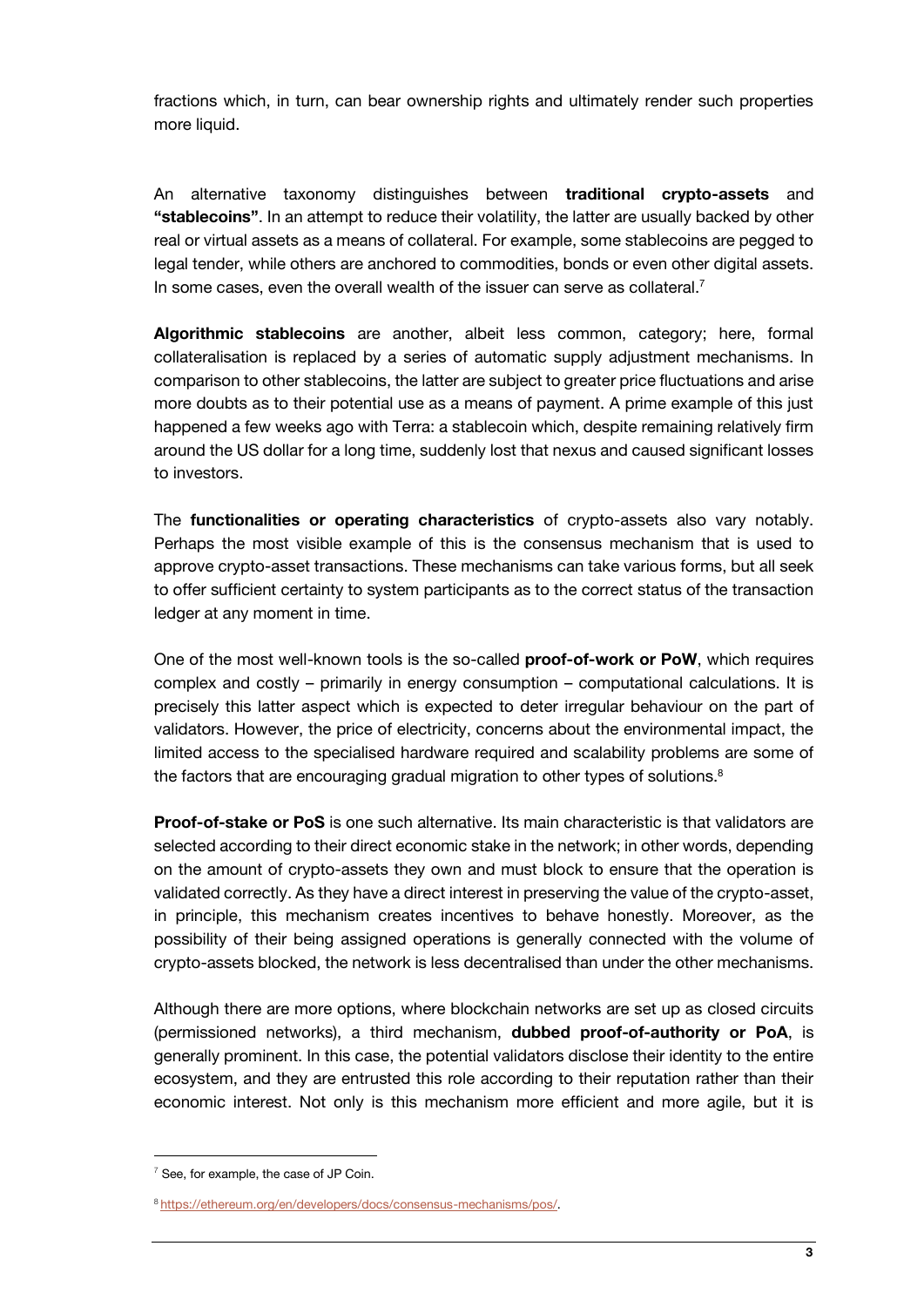fractions which, in turn, can bear ownership rights and ultimately render such properties more liquid.

An alternative taxonomy distinguishes between **traditional crypto-assets** and **"stablecoins"**. In an attempt to reduce their volatility, the latter are usually backed by other real or virtual assets as a means of collateral. For example, some stablecoins are pegged to legal tender, while others are anchored to commodities, bonds or even other digital assets. In some cases, even the overall wealth of the issuer can serve as collateral.[7]

**Algorithmic stablecoins** are another, albeit less common, category; here, formal collateralisation is replaced by a series of automatic supply adjustment mechanisms. In comparison to other stablecoins, the latter are subject to greater price fluctuations and arise more doubts as to their potential use as a means of payment. A prime example of this just happened a few weeks ago with Terra: a stablecoin which, despite remaining relatively firm around the US dollar for a long time, suddenly lost that nexus and caused significant losses to investors.

The **functionalities or operating characteristics** of crypto-assets also vary notably. Perhaps the most visible example of this is the consensus mechanism that is used to approve crypto-asset transactions. These mechanisms can take various forms, but all seek to offer sufficient certainty to system participants as to the correct status of the transaction ledger at any moment in time.

One of the most well-known tools is the so-called **proof-of-work or PoW**, which requires complex and costly – primarily in energy consumption – computational calculations. It is precisely this latter aspect which is expected to deter irregular behaviour on the part of validators. However, the price of electricity, concerns about the environmental impact, the limited access to the specialised hardware required and scalability problems are some of the factors that are encouraging gradual migration to other types of solutions.[8]

**Proof-of-stake or PoS** is one such alternative. Its main characteristic is that validators are selected according to their direct economic stake in the network; in other words, depending on the amount of crypto-assets they own and must block to ensure that the operation is validated correctly. As they have a direct interest in preserving the value of the crypto-asset, in principle, this mechanism creates incentives to behave honestly. Moreover, as the possibility of their being assigned operations is generally connected with the volume of crypto-assets blocked, the network is less decentralised than under the other mechanisms.

Although there are more options, where blockchain networks are set up as closed circuits (permissioned networks), a third mechanism, **dubbed proof-of-authority or PoA**, is generally prominent. In this case, the potential validators disclose their identity to the entire ecosystem, and they are entrusted this role according to their reputation rather than their economic interest. Not only is this mechanism more efficient and more agile, but it is

---

[7] See, for example, the case of JP Coin.

[8] https://ethereum.org/en/developers/docs/consensus-mechanisms/pos/.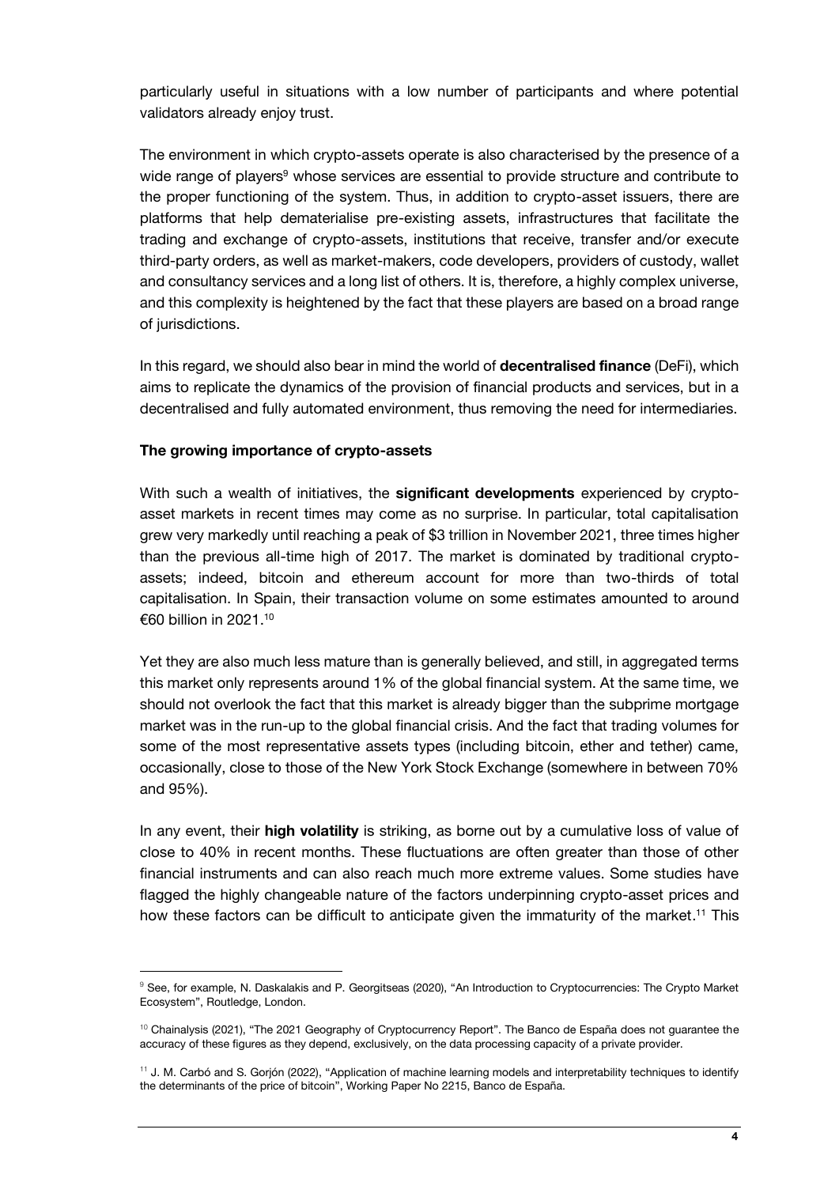particularly useful in situations with a low number of participants and where potential validators already enjoy trust.

The environment in which crypto-assets operate is also characterised by the presence of a wide range of players[9] whose services are essential to provide structure and contribute to the proper functioning of the system. Thus, in addition to crypto-asset issuers, there are platforms that help dematerialise pre-existing assets, infrastructures that facilitate the trading and exchange of crypto-assets, institutions that receive, transfer and/or execute third-party orders, as well as market-makers, code developers, providers of custody, wallet and consultancy services and a long list of others. It is, therefore, a highly complex universe, and this complexity is heightened by the fact that these players are based on a broad range of jurisdictions.

In this regard, we should also bear in mind the world of **decentralised finance** (DeFi), which aims to replicate the dynamics of the provision of financial products and services, but in a decentralised and fully automated environment, thus removing the need for intermediaries.

**The growing importance of crypto-assets**

With such a wealth of initiatives, the **significant developments** experienced by crypto-asset markets in recent times may come as no surprise. In particular, total capitalisation grew very markedly until reaching a peak of $3 trillion in November 2021, three times higher than the previous all-time high of 2017. The market is dominated by traditional crypto-assets; indeed, bitcoin and ethereum account for more than two-thirds of total capitalisation. In Spain, their transaction volume on some estimates amounted to around €60 billion in 2021.[10]

Yet they are also much less mature than is generally believed, and still, in aggregated terms this market only represents around 1% of the global financial system. At the same time, we should not overlook the fact that this market is already bigger than the subprime mortgage market was in the run-up to the global financial crisis. And the fact that trading volumes for some of the most representative assets types (including bitcoin, ether and tether) came, occasionally, close to those of the New York Stock Exchange (somewhere in between 70% and 95%).

In any event, their **high volatility** is striking, as borne out by a cumulative loss of value of close to 40% in recent months. These fluctuations are often greater than those of other financial instruments and can also reach much more extreme values. Some studies have flagged the highly changeable nature of the factors underpinning crypto-asset prices and how these factors can be difficult to anticipate given the immaturity of the market.[11] This

---

[9] See, for example, N. Daskalakis and P. Georgitseas (2020), "An Introduction to Cryptocurrencies: The Crypto Market Ecosystem", Routledge, London.

[10] Chainalysis (2021), "The 2021 Geography of Cryptocurrency Report". The Banco de España does not guarantee the accuracy of these figures as they depend, exclusively, on the data processing capacity of a private provider.

[11] J. M. Carbó and S. Gorjón (2022), "Application of machine learning models and interpretability techniques to identify the determinants of the price of bitcoin", Working Paper No 2215, Banco de España.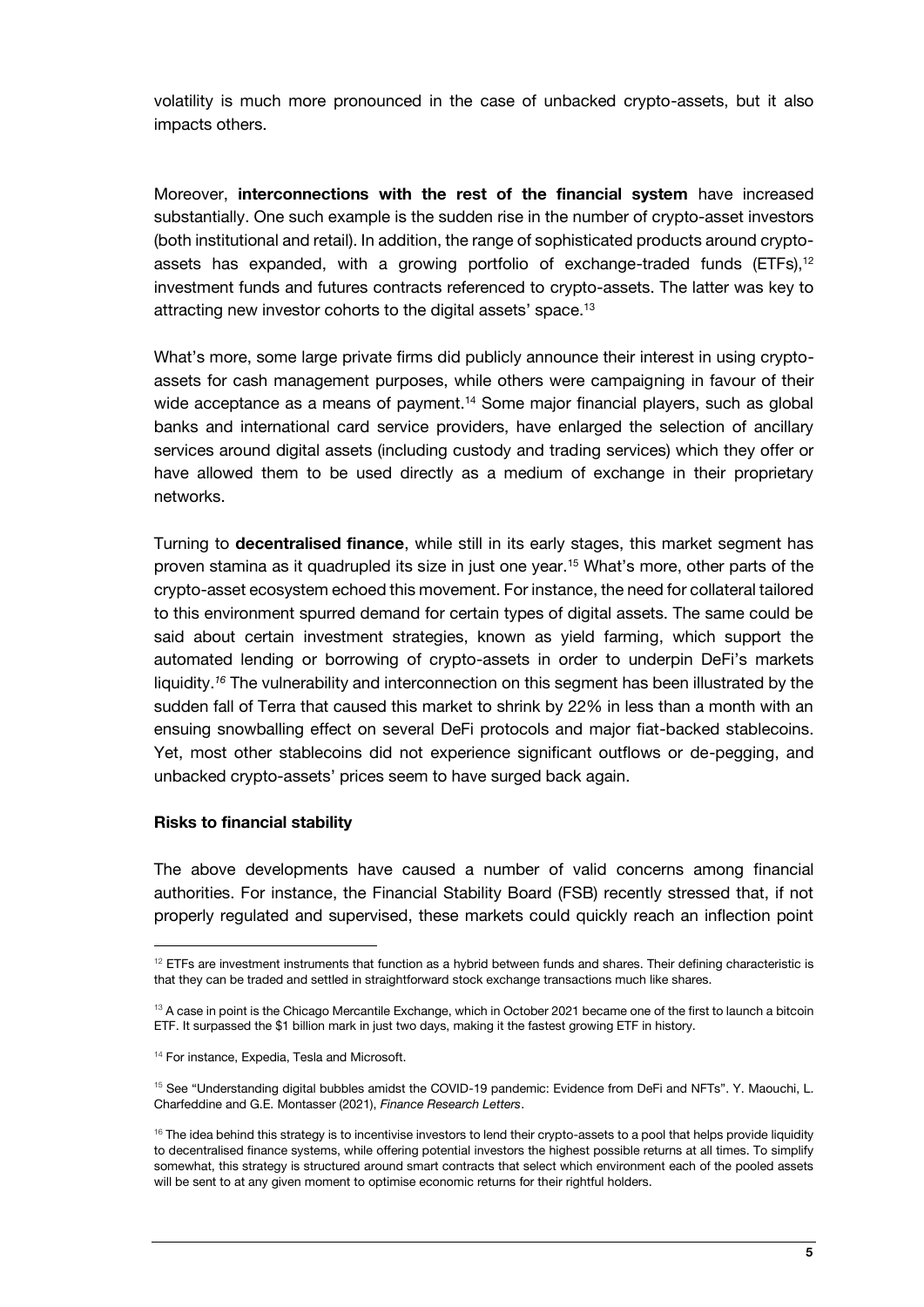volatility is much more pronounced in the case of unbacked crypto-assets, but it also impacts others.

Moreover, **interconnections with the rest of the financial system** have increased substantially. One such example is the sudden rise in the number of crypto-asset investors (both institutional and retail). In addition, the range of sophisticated products around crypto-assets has expanded, with a growing portfolio of exchange-traded funds (ETFs),[12] investment funds and futures contracts referenced to crypto-assets. The latter was key to attracting new investor cohorts to the digital assets' space.[13]

What's more, some large private firms did publicly announce their interest in using crypto-assets for cash management purposes, while others were campaigning in favour of their wide acceptance as a means of payment.[14] Some major financial players, such as global banks and international card service providers, have enlarged the selection of ancillary services around digital assets (including custody and trading services) which they offer or have allowed them to be used directly as a medium of exchange in their proprietary networks.

Turning to **decentralised finance**, while still in its early stages, this market segment has proven stamina as it quadrupled its size in just one year.[15] What's more, other parts of the crypto-asset ecosystem echoed this movement. For instance, the need for collateral tailored to this environment spurred demand for certain types of digital assets. The same could be said about certain investment strategies, known as yield farming, which support the automated lending or borrowing of crypto-assets in order to underpin DeFi's markets liquidity.[16] The vulnerability and interconnection on this segment has been illustrated by the sudden fall of Terra that caused this market to shrink by 22% in less than a month with an ensuing snowballing effect on several DeFi protocols and major fiat-backed stablecoins. Yet, most other stablecoins did not experience significant outflows or de-pegging, and unbacked crypto-assets' prices seem to have surged back again.

**Risks to financial stability**

The above developments have caused a number of valid concerns among financial authorities. For instance, the Financial Stability Board (FSB) recently stressed that, if not properly regulated and supervised, these markets could quickly reach an inflection point

---

[12] ETFs are investment instruments that function as a hybrid between funds and shares. Their defining characteristic is that they can be traded and settled in straightforward stock exchange transactions much like shares.

[13] A case in point is the Chicago Mercantile Exchange, which in October 2021 became one of the first to launch a bitcoin ETF. It surpassed the $1 billion mark in just two days, making it the fastest growing ETF in history.

[14] For instance, Expedia, Tesla and Microsoft.

[15] See "Understanding digital bubbles amidst the COVID-19 pandemic: Evidence from DeFi and NFTs". Y. Maouchi, L. Charfeddine and G.E. Montasser (2021), *Finance Research Letters*.

[16] The idea behind this strategy is to incentivise investors to lend their crypto-assets to a pool that helps provide liquidity to decentralised finance systems, while offering potential investors the highest possible returns at all times. To simplify somewhat, this strategy is structured around smart contracts that select which environment each of the pooled assets will be sent to at any given moment to optimise economic returns for their rightful holders.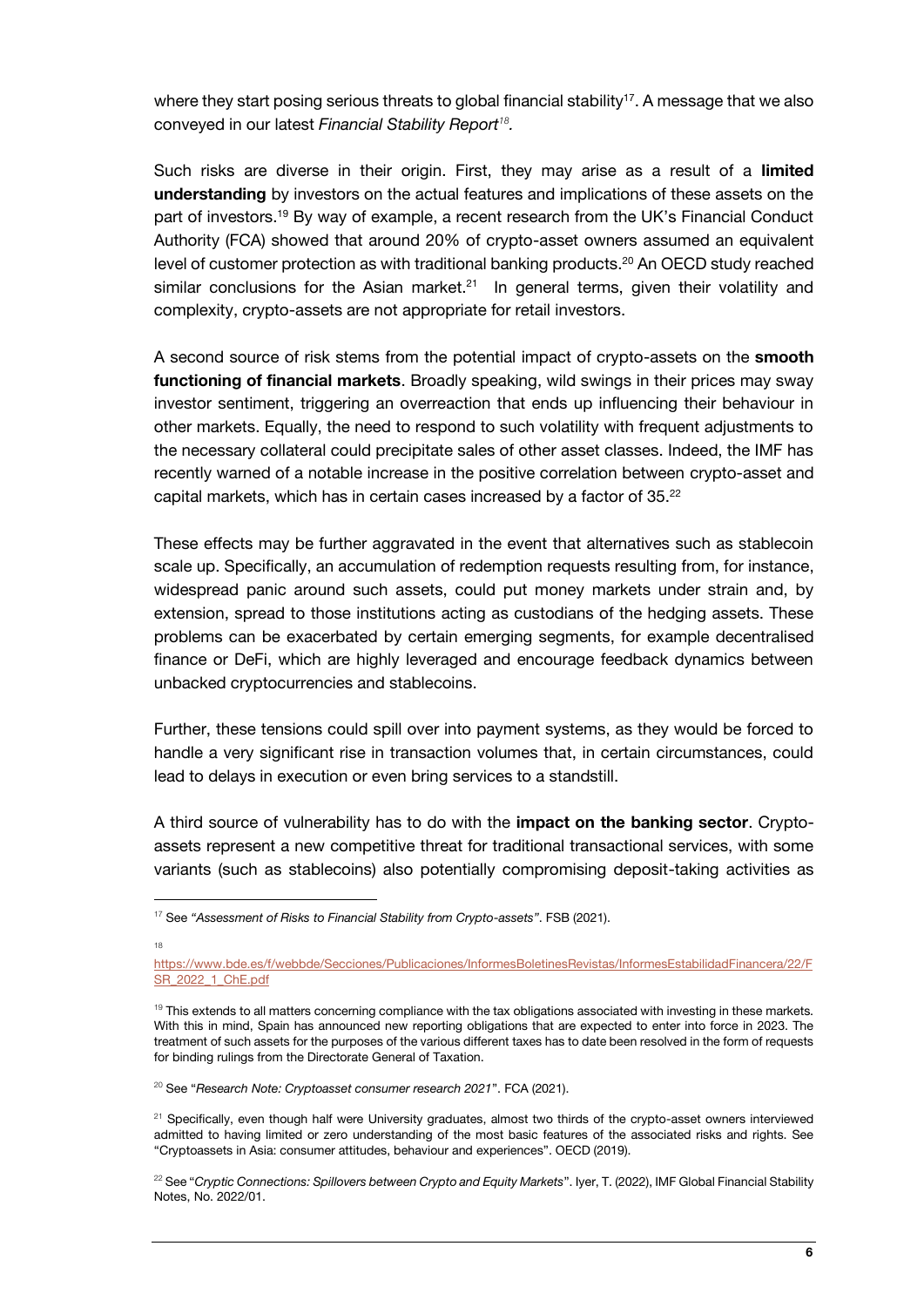where they start posing serious threats to global financial stability[17]. A message that we also conveyed in our latest *Financial Stability Report*[18].

Such risks are diverse in their origin. First, they may arise as a result of a **limited understanding** by investors on the actual features and implications of these assets on the part of investors.[19] By way of example, a recent research from the UK's Financial Conduct Authority (FCA) showed that around 20% of crypto-asset owners assumed an equivalent level of customer protection as with traditional banking products.[20] An OECD study reached similar conclusions for the Asian market.[21] In general terms, given their volatility and complexity, crypto-assets are not appropriate for retail investors.

A second source of risk stems from the potential impact of crypto-assets on the **smooth functioning of financial markets**. Broadly speaking, wild swings in their prices may sway investor sentiment, triggering an overreaction that ends up influencing their behaviour in other markets. Equally, the need to respond to such volatility with frequent adjustments to the necessary collateral could precipitate sales of other asset classes. Indeed, the IMF has recently warned of a notable increase in the positive correlation between crypto-asset and capital markets, which has in certain cases increased by a factor of 35.[22]

These effects may be further aggravated in the event that alternatives such as stablecoin scale up. Specifically, an accumulation of redemption requests resulting from, for instance, widespread panic around such assets, could put money markets under strain and, by extension, spread to those institutions acting as custodians of the hedging assets. These problems can be exacerbated by certain emerging segments, for example decentralised finance or DeFi, which are highly leveraged and encourage feedback dynamics between unbacked cryptocurrencies and stablecoins.

Further, these tensions could spill over into payment systems, as they would be forced to handle a very significant rise in transaction volumes that, in certain circumstances, could lead to delays in execution or even bring services to a standstill.

A third source of vulnerability has to do with the **impact on the banking sector**. Crypto-assets represent a new competitive threat for traditional transactional services, with some variants (such as stablecoins) also potentially compromising deposit-taking activities as

---

[17] See *"Assessment of Risks to Financial Stability from Crypto-assets"*. FSB (2021).

[18] https://www.bde.es/f/webbde/Secciones/Publicaciones/InformesBoletinesRevistas/InformesEstabilidadFinancera/22/FSR_2022_1_ChE.pdf

[19] This extends to all matters concerning compliance with the tax obligations associated with investing in these markets. With this in mind, Spain has announced new reporting obligations that are expected to enter into force in 2023. The treatment of such assets for the purposes of the various different taxes has to date been resolved in the form of requests for binding rulings from the Directorate General of Taxation.

[20] See "*Research Note: Cryptoasset consumer research 2021*". FCA (2021).

[21] Specifically, even though half were University graduates, almost two thirds of the crypto-asset owners interviewed admitted to having limited or zero understanding of the most basic features of the associated risks and rights. See "Cryptoassets in Asia: consumer attitudes, behaviour and experiences". OECD (2019).

[22] See "*Cryptic Connections: Spillovers between Crypto and Equity Markets*". Iyer, T. (2022), IMF Global Financial Stability Notes, No. 2022/01.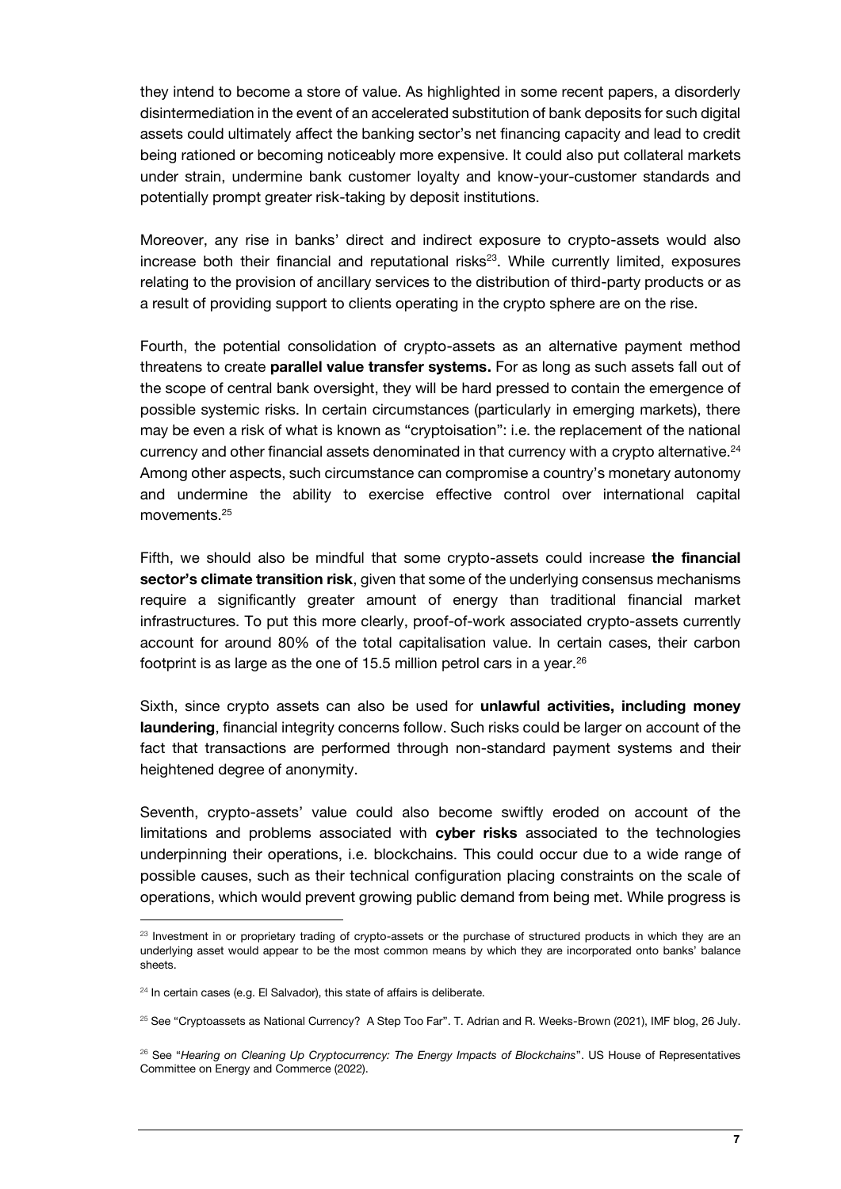they intend to become a store of value. As highlighted in some recent papers, a disorderly disintermediation in the event of an accelerated substitution of bank deposits for such digital assets could ultimately affect the banking sector's net financing capacity and lead to credit being rationed or becoming noticeably more expensive. It could also put collateral markets under strain, undermine bank customer loyalty and know-your-customer standards and potentially prompt greater risk-taking by deposit institutions.

Moreover, any rise in banks' direct and indirect exposure to crypto-assets would also increase both their financial and reputational risks[23]. While currently limited, exposures relating to the provision of ancillary services to the distribution of third-party products or as a result of providing support to clients operating in the crypto sphere are on the rise.

Fourth, the potential consolidation of crypto-assets as an alternative payment method threatens to create **parallel value transfer systems.** For as long as such assets fall out of the scope of central bank oversight, they will be hard pressed to contain the emergence of possible systemic risks. In certain circumstances (particularly in emerging markets), there may be even a risk of what is known as "cryptoisation": i.e. the replacement of the national currency and other financial assets denominated in that currency with a crypto alternative.[24] Among other aspects, such circumstance can compromise a country's monetary autonomy and undermine the ability to exercise effective control over international capital movements.[25]

Fifth, we should also be mindful that some crypto-assets could increase **the financial sector's climate transition risk**, given that some of the underlying consensus mechanisms require a significantly greater amount of energy than traditional financial market infrastructures. To put this more clearly, proof-of-work associated crypto-assets currently account for around 80% of the total capitalisation value. In certain cases, their carbon footprint is as large as the one of 15.5 million petrol cars in a year.[26]

Sixth, since crypto assets can also be used for **unlawful activities, including money laundering**, financial integrity concerns follow. Such risks could be larger on account of the fact that transactions are performed through non-standard payment systems and their heightened degree of anonymity.

Seventh, crypto-assets' value could also become swiftly eroded on account of the limitations and problems associated with **cyber risks** associated to the technologies underpinning their operations, i.e. blockchains. This could occur due to a wide range of possible causes, such as their technical configuration placing constraints on the scale of operations, which would prevent growing public demand from being met. While progress is

---

[23] Investment in or proprietary trading of crypto-assets or the purchase of structured products in which they are an underlying asset would appear to be the most common means by which they are incorporated onto banks' balance sheets.

[24] In certain cases (e.g. El Salvador), this state of affairs is deliberate.

[25] See "Cryptoassets as National Currency? A Step Too Far". T. Adrian and R. Weeks-Brown (2021), IMF blog, 26 July.

[26] See "*Hearing on Cleaning Up Cryptocurrency: The Energy Impacts of Blockchains*". US House of Representatives Committee on Energy and Commerce (2022).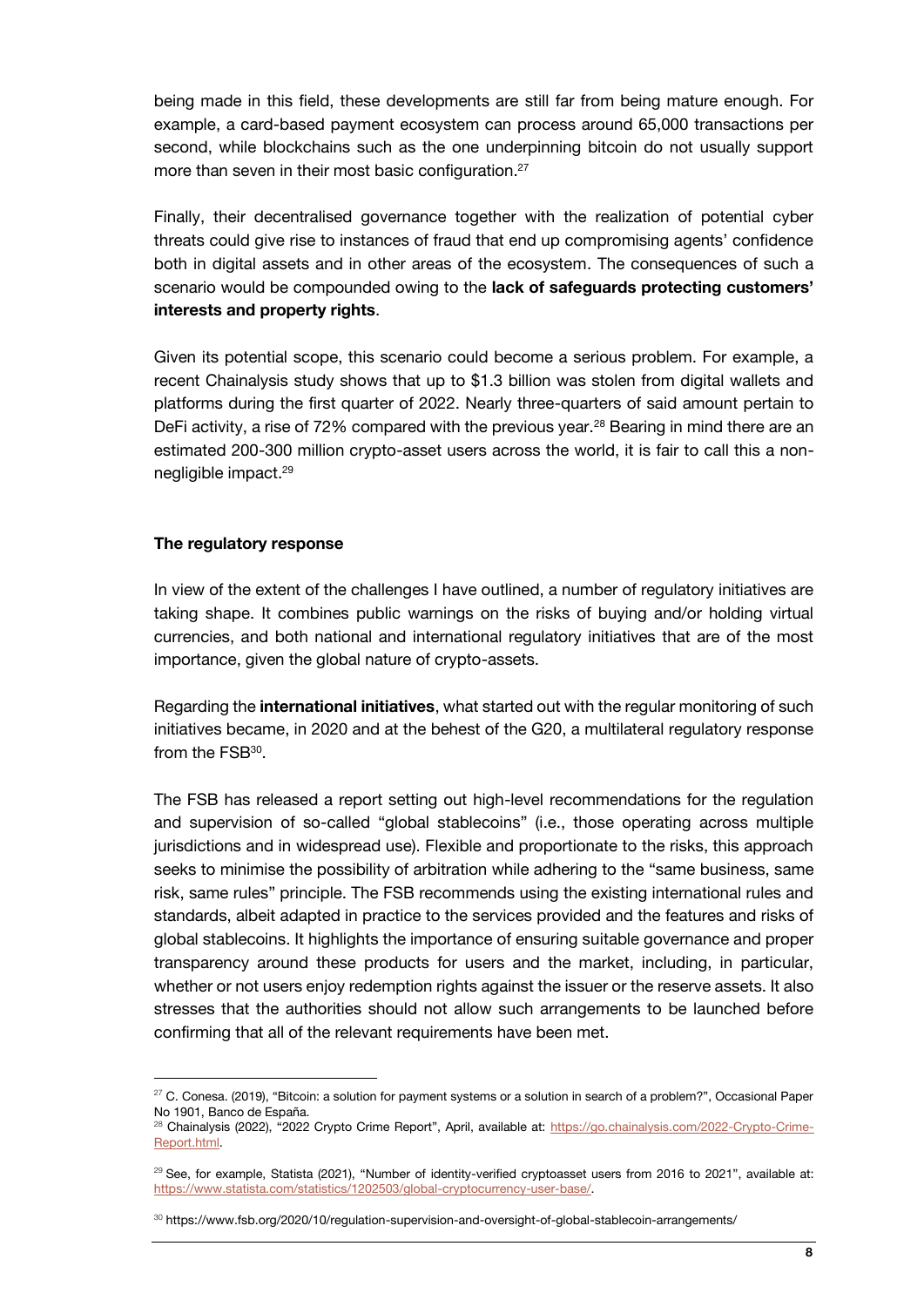being made in this field, these developments are still far from being mature enough. For example, a card-based payment ecosystem can process around 65,000 transactions per second, while blockchains such as the one underpinning bitcoin do not usually support more than seven in their most basic configuration.[27]

Finally, their decentralised governance together with the realization of potential cyber threats could give rise to instances of fraud that end up compromising agents' confidence both in digital assets and in other areas of the ecosystem. The consequences of such a scenario would be compounded owing to the **lack of safeguards protecting customers' interests and property rights**.

Given its potential scope, this scenario could become a serious problem. For example, a recent Chainalysis study shows that up to $1.3 billion was stolen from digital wallets and platforms during the first quarter of 2022. Nearly three-quarters of said amount pertain to DeFi activity, a rise of 72% compared with the previous year.[28] Bearing in mind there are an estimated 200-300 million crypto-asset users across the world, it is fair to call this a non-negligible impact.[29]

**The regulatory response**

In view of the extent of the challenges I have outlined, a number of regulatory initiatives are taking shape. It combines public warnings on the risks of buying and/or holding virtual currencies, and both national and international regulatory initiatives that are of the most importance, given the global nature of crypto-assets.

Regarding the **international initiatives**, what started out with the regular monitoring of such initiatives became, in 2020 and at the behest of the G20, a multilateral regulatory response from the FSB[30].

The FSB has released a report setting out high-level recommendations for the regulation and supervision of so-called "global stablecoins" (i.e., those operating across multiple jurisdictions and in widespread use). Flexible and proportionate to the risks, this approach seeks to minimise the possibility of arbitration while adhering to the "same business, same risk, same rules" principle. The FSB recommends using the existing international rules and standards, albeit adapted in practice to the services provided and the features and risks of global stablecoins. It highlights the importance of ensuring suitable governance and proper transparency around these products for users and the market, including, in particular, whether or not users enjoy redemption rights against the issuer or the reserve assets. It also stresses that the authorities should not allow such arrangements to be launched before confirming that all of the relevant requirements have been met.

---

[27] C. Conesa. (2019), "Bitcoin: a solution for payment systems or a solution in search of a problem?", Occasional Paper No 1901, Banco de España.

[28] Chainalysis (2022), "2022 Crypto Crime Report", April, available at: https://go.chainalysis.com/2022-Crypto-Crime-Report.html.

[29] See, for example, Statista (2021), "Number of identity-verified cryptoasset users from 2016 to 2021", available at: https://www.statista.com/statistics/1202503/global-cryptocurrency-user-base/.

[30] https://www.fsb.org/2020/10/regulation-supervision-and-oversight-of-global-stablecoin-arrangements/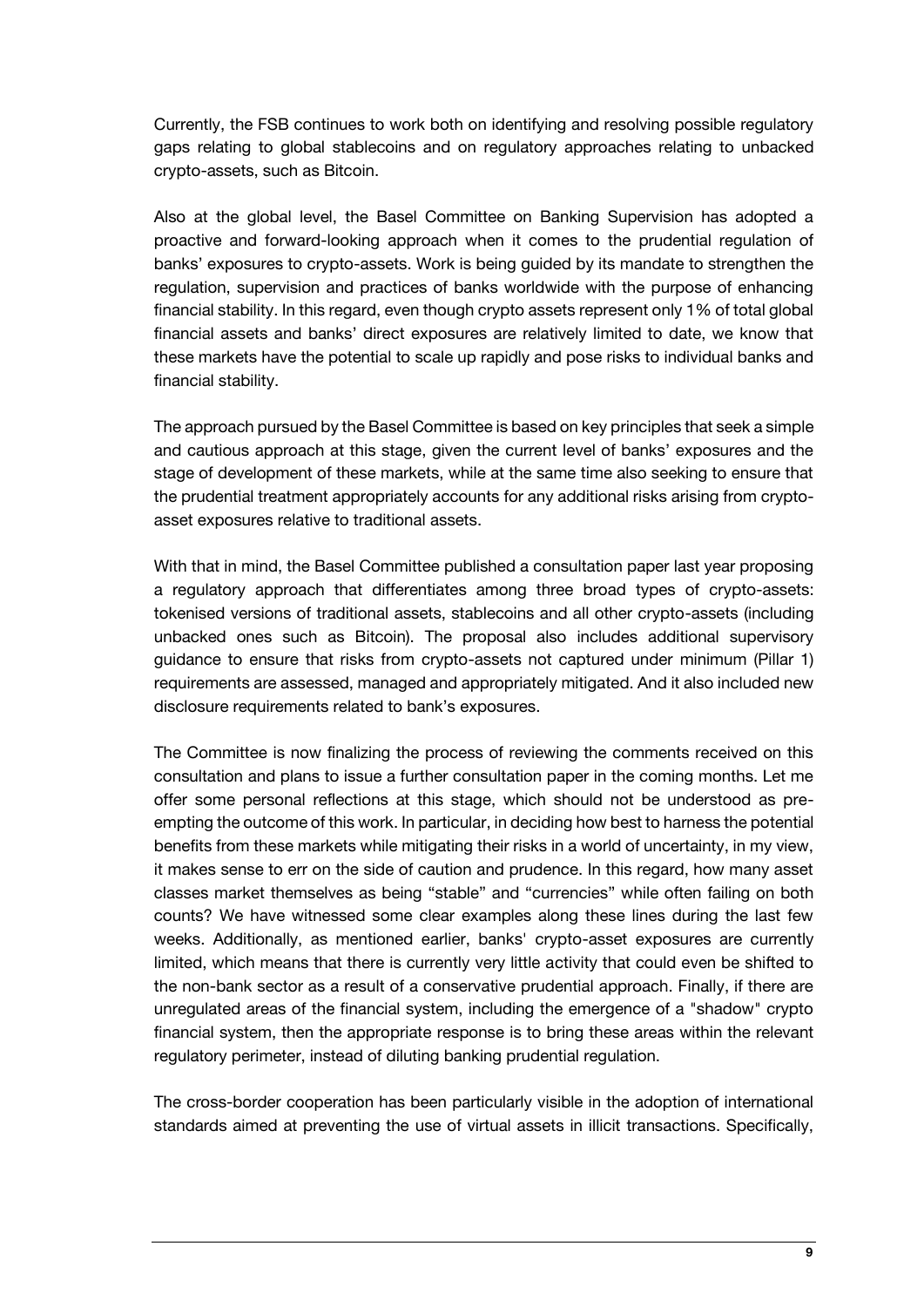Currently, the FSB continues to work both on identifying and resolving possible regulatory gaps relating to global stablecoins and on regulatory approaches relating to unbacked crypto-assets, such as Bitcoin.

Also at the global level, the Basel Committee on Banking Supervision has adopted a proactive and forward-looking approach when it comes to the prudential regulation of banks' exposures to crypto-assets. Work is being guided by its mandate to strengthen the regulation, supervision and practices of banks worldwide with the purpose of enhancing financial stability. In this regard, even though crypto assets represent only 1% of total global financial assets and banks' direct exposures are relatively limited to date, we know that these markets have the potential to scale up rapidly and pose risks to individual banks and financial stability.

The approach pursued by the Basel Committee is based on key principles that seek a simple and cautious approach at this stage, given the current level of banks' exposures and the stage of development of these markets, while at the same time also seeking to ensure that the prudential treatment appropriately accounts for any additional risks arising from crypto-asset exposures relative to traditional assets.

With that in mind, the Basel Committee published a consultation paper last year proposing a regulatory approach that differentiates among three broad types of crypto-assets: tokenised versions of traditional assets, stablecoins and all other crypto-assets (including unbacked ones such as Bitcoin). The proposal also includes additional supervisory guidance to ensure that risks from crypto-assets not captured under minimum (Pillar 1) requirements are assessed, managed and appropriately mitigated. And it also included new disclosure requirements related to bank's exposures.

The Committee is now finalizing the process of reviewing the comments received on this consultation and plans to issue a further consultation paper in the coming months. Let me offer some personal reflections at this stage, which should not be understood as pre-empting the outcome of this work. In particular, in deciding how best to harness the potential benefits from these markets while mitigating their risks in a world of uncertainty, in my view, it makes sense to err on the side of caution and prudence. In this regard, how many asset classes market themselves as being "stable" and "currencies" while often failing on both counts? We have witnessed some clear examples along these lines during the last few weeks. Additionally, as mentioned earlier, banks' crypto-asset exposures are currently limited, which means that there is currently very little activity that could even be shifted to the non-bank sector as a result of a conservative prudential approach. Finally, if there are unregulated areas of the financial system, including the emergence of a "shadow" crypto financial system, then the appropriate response is to bring these areas within the relevant regulatory perimeter, instead of diluting banking prudential regulation.

The cross-border cooperation has been particularly visible in the adoption of international standards aimed at preventing the use of virtual assets in illicit transactions. Specifically,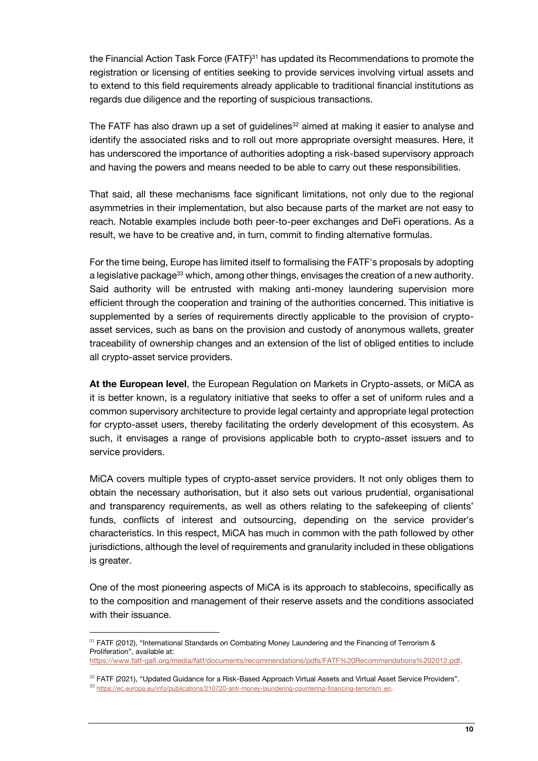the Financial Action Task Force (FATF)[31] has updated its Recommendations to promote the registration or licensing of entities seeking to provide services involving virtual assets and to extend to this field requirements already applicable to traditional financial institutions as regards due diligence and the reporting of suspicious transactions.

The FATF has also drawn up a set of guidelines[32] aimed at making it easier to analyse and identify the associated risks and to roll out more appropriate oversight measures. Here, it has underscored the importance of authorities adopting a risk-based supervisory approach and having the powers and means needed to be able to carry out these responsibilities.

That said, all these mechanisms face significant limitations, not only due to the regional asymmetries in their implementation, but also because parts of the market are not easy to reach. Notable examples include both peer-to-peer exchanges and DeFi operations. As a result, we have to be creative and, in turn, commit to finding alternative formulas.

For the time being, Europe has limited itself to formalising the FATF's proposals by adopting a legislative package[33] which, among other things, envisages the creation of a new authority. Said authority will be entrusted with making anti-money laundering supervision more efficient through the cooperation and training of the authorities concerned. This initiative is supplemented by a series of requirements directly applicable to the provision of crypto-asset services, such as bans on the provision and custody of anonymous wallets, greater traceability of ownership changes and an extension of the list of obliged entities to include all crypto-asset service providers.

**At the European level**, the European Regulation on Markets in Crypto-assets, or MiCA as it is better known, is a regulatory initiative that seeks to offer a set of uniform rules and a common supervisory architecture to provide legal certainty and appropriate legal protection for crypto-asset users, thereby facilitating the orderly development of this ecosystem. As such, it envisages a range of provisions applicable both to crypto-asset issuers and to service providers.

MiCA covers multiple types of crypto-asset service providers. It not only obliges them to obtain the necessary authorisation, but it also sets out various prudential, organisational and transparency requirements, as well as others relating to the safekeeping of clients' funds, conflicts of interest and outsourcing, depending on the service provider's characteristics. In this respect, MiCA has much in common with the path followed by other jurisdictions, although the level of requirements and granularity included in these obligations is greater.

One of the most pioneering aspects of MiCA is its approach to stablecoins, specifically as to the composition and management of their reserve assets and the conditions associated with their issuance.

---

[31] FATF (2012), "International Standards on Combating Money Laundering and the Financing of Terrorism & Proliferation", available at: https://www.fatf-gafi.org/media/fatf/documents/recommendations/pdfs/FATF%20Recommendations%202012.pdf.

[32] FATF (2021), "Updated Guidance for a Risk-Based Approach Virtual Assets and Virtual Asset Service Providers".

[33] https://ec.europa.eu/info/publications/210720-anti-money-laundering-countering-financing-terrorism_en.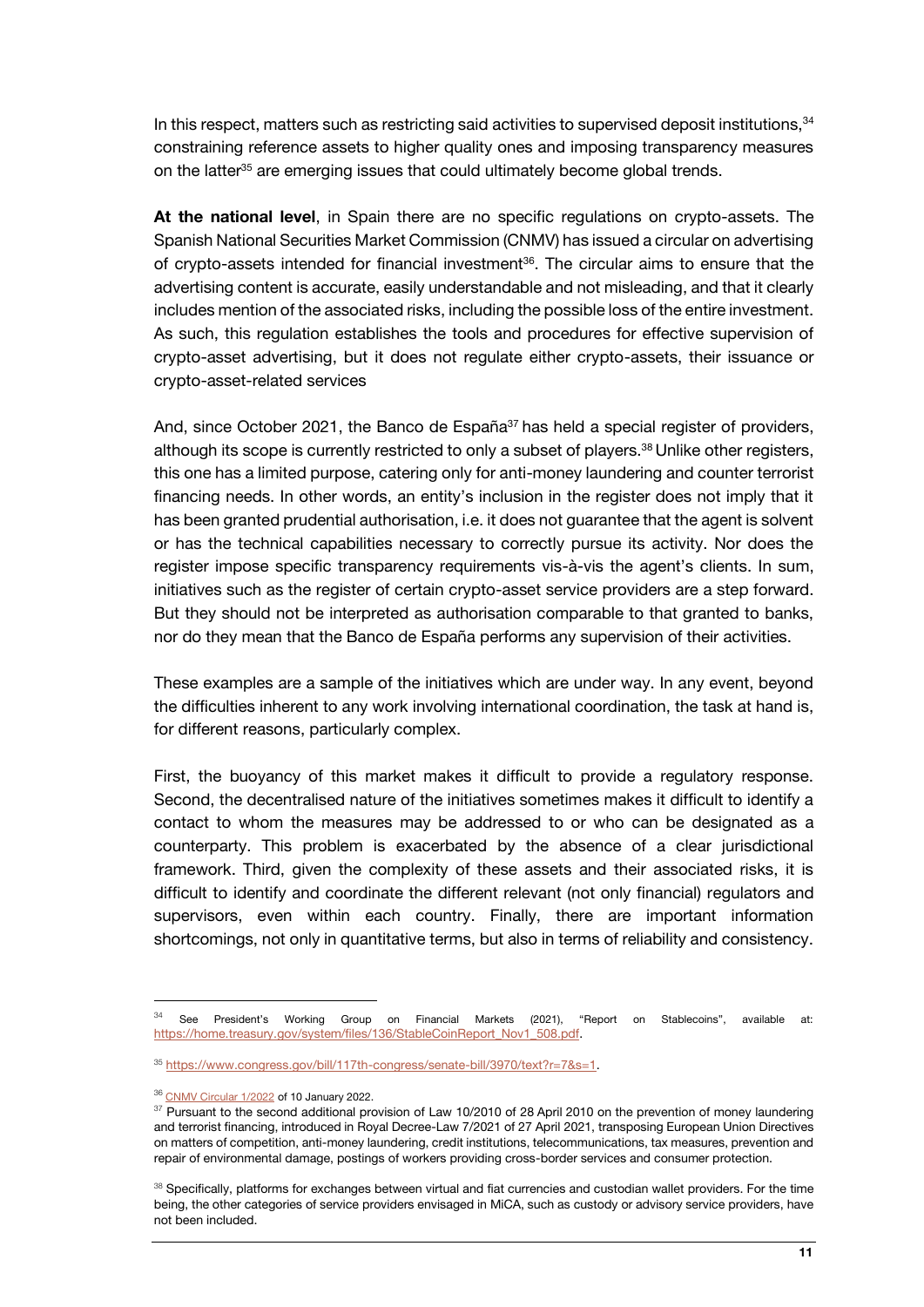In this respect, matters such as restricting said activities to supervised deposit institutions,[34] constraining reference assets to higher quality ones and imposing transparency measures on the latter[35] are emerging issues that could ultimately become global trends.

**At the national level**, in Spain there are no specific regulations on crypto-assets. The Spanish National Securities Market Commission (CNMV) has issued a circular on advertising of crypto-assets intended for financial investment[36]. The circular aims to ensure that the advertising content is accurate, easily understandable and not misleading, and that it clearly includes mention of the associated risks, including the possible loss of the entire investment. As such, this regulation establishes the tools and procedures for effective supervision of crypto-asset advertising, but it does not regulate either crypto-assets, their issuance or crypto-asset-related services

And, since October 2021, the Banco de España[37] has held a special register of providers, although its scope is currently restricted to only a subset of players.[38] Unlike other registers, this one has a limited purpose, catering only for anti-money laundering and counter terrorist financing needs. In other words, an entity's inclusion in the register does not imply that it has been granted prudential authorisation, i.e. it does not guarantee that the agent is solvent or has the technical capabilities necessary to correctly pursue its activity. Nor does the register impose specific transparency requirements vis-à-vis the agent's clients. In sum, initiatives such as the register of certain crypto-asset service providers are a step forward. But they should not be interpreted as authorisation comparable to that granted to banks, nor do they mean that the Banco de España performs any supervision of their activities.

These examples are a sample of the initiatives which are under way. In any event, beyond the difficulties inherent to any work involving international coordination, the task at hand is, for different reasons, particularly complex.

First, the buoyancy of this market makes it difficult to provide a regulatory response. Second, the decentralised nature of the initiatives sometimes makes it difficult to identify a contact to whom the measures may be addressed to or who can be designated as a counterparty. This problem is exacerbated by the absence of a clear jurisdictional framework. Third, given the complexity of these assets and their associated risks, it is difficult to identify and coordinate the different relevant (not only financial) regulators and supervisors, even within each country. Finally, there are important information shortcomings, not only in quantitative terms, but also in terms of reliability and consistency.

---

[34] See President's Working Group on Financial Markets (2021), "Report on Stablecoins", available at: https://home.treasury.gov/system/files/136/StableCoinReport_Nov1_508.pdf.

[35] https://www.congress.gov/bill/117th-congress/senate-bill/3970/text?r=7&s=1.

[36] CNMV Circular 1/2022 of 10 January 2022.

[37] Pursuant to the second additional provision of Law 10/2010 of 28 April 2010 on the prevention of money laundering and terrorist financing, introduced in Royal Decree-Law 7/2021 of 27 April 2021, transposing European Union Directives on matters of competition, anti-money laundering, credit institutions, telecommunications, tax measures, prevention and repair of environmental damage, postings of workers providing cross-border services and consumer protection.

[38] Specifically, platforms for exchanges between virtual and fiat currencies and custodian wallet providers. For the time being, the other categories of service providers envisaged in MiCA, such as custody or advisory service providers, have not been included.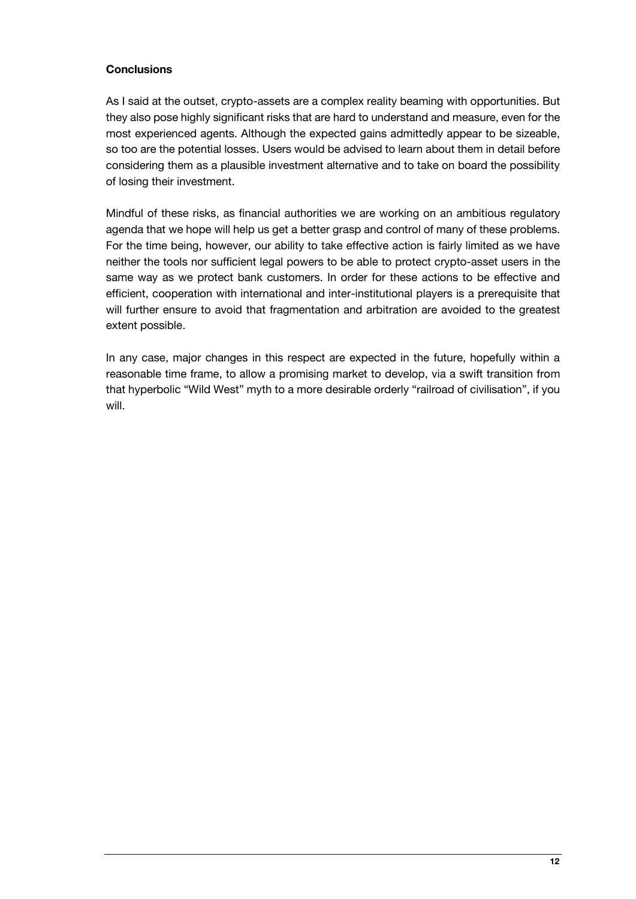**Conclusions**

As I said at the outset, crypto-assets are a complex reality beaming with opportunities. But they also pose highly significant risks that are hard to understand and measure, even for the most experienced agents. Although the expected gains admittedly appear to be sizeable, so too are the potential losses. Users would be advised to learn about them in detail before considering them as a plausible investment alternative and to take on board the possibility of losing their investment.

Mindful of these risks, as financial authorities we are working on an ambitious regulatory agenda that we hope will help us get a better grasp and control of many of these problems. For the time being, however, our ability to take effective action is fairly limited as we have neither the tools nor sufficient legal powers to be able to protect crypto-asset users in the same way as we protect bank customers. In order for these actions to be effective and efficient, cooperation with international and inter-institutional players is a prerequisite that will further ensure to avoid that fragmentation and arbitration are avoided to the greatest extent possible.

In any case, major changes in this respect are expected in the future, hopefully within a reasonable time frame, to allow a promising market to develop, via a swift transition from that hyperbolic "Wild West" myth to a more desirable orderly "railroad of civilisation", if you will.